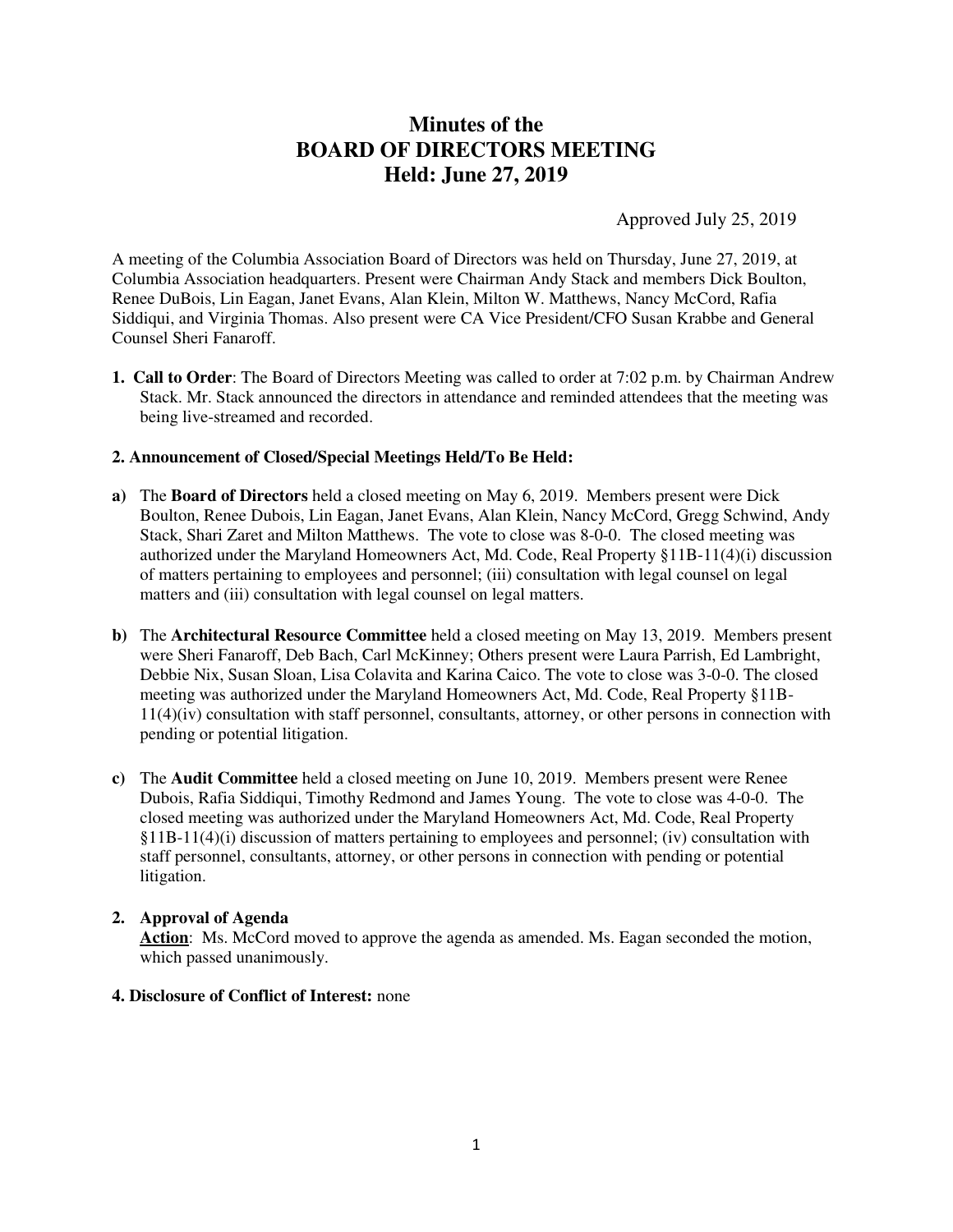# Minutes of the
# BOARD OF DIRECTORS MEETING
# Held: June 27, 2019

Approved July 25, 2019

A meeting of the Columbia Association Board of Directors was held on Thursday, June 27, 2019, at Columbia Association headquarters. Present were Chairman Andy Stack and members Dick Boulton, Renee DuBois, Lin Eagan, Janet Evans, Alan Klein, Milton W. Matthews, Nancy McCord, Rafia Siddiqui, and Virginia Thomas. Also present were CA Vice President/CFO Susan Krabbe and General Counsel Sheri Fanaroff.

1. **Call to Order**: The Board of Directors Meeting was called to order at 7:02 p.m. by Chairman Andrew Stack. Mr. Stack announced the directors in attendance and reminded attendees that the meeting was being live-streamed and recorded.

**2. Announcement of Closed/Special Meetings Held/To Be Held:**

**a)** The **Board of Directors** held a closed meeting on May 6, 2019. Members present were Dick Boulton, Renee Dubois, Lin Eagan, Janet Evans, Alan Klein, Nancy McCord, Gregg Schwind, Andy Stack, Shari Zaret and Milton Matthews. The vote to close was 8-0-0. The closed meeting was authorized under the Maryland Homeowners Act, Md. Code, Real Property §11B-11(4)(i) discussion of matters pertaining to employees and personnel; (iii) consultation with legal counsel on legal matters and (iii) consultation with legal counsel on legal matters.

**b)** The **Architectural Resource Committee** held a closed meeting on May 13, 2019. Members present were Sheri Fanaroff, Deb Bach, Carl McKinney; Others present were Laura Parrish, Ed Lambright, Debbie Nix, Susan Sloan, Lisa Colavita and Karina Caico. The vote to close was 3-0-0. The closed meeting was authorized under the Maryland Homeowners Act, Md. Code, Real Property §11B-11(4)(iv) consultation with staff personnel, consultants, attorney, or other persons in connection with pending or potential litigation.

**c)** The **Audit Committee** held a closed meeting on June 10, 2019. Members present were Renee Dubois, Rafia Siddiqui, Timothy Redmond and James Young. The vote to close was 4-0-0. The closed meeting was authorized under the Maryland Homeowners Act, Md. Code, Real Property §11B-11(4)(i) discussion of matters pertaining to employees and personnel; (iv) consultation with staff personnel, consultants, attorney, or other persons in connection with pending or potential litigation.

**2. Approval of Agenda**

**Action**: Ms. McCord moved to approve the agenda as amended. Ms. Eagan seconded the motion, which passed unanimously.

**4. Disclosure of Conflict of Interest:** none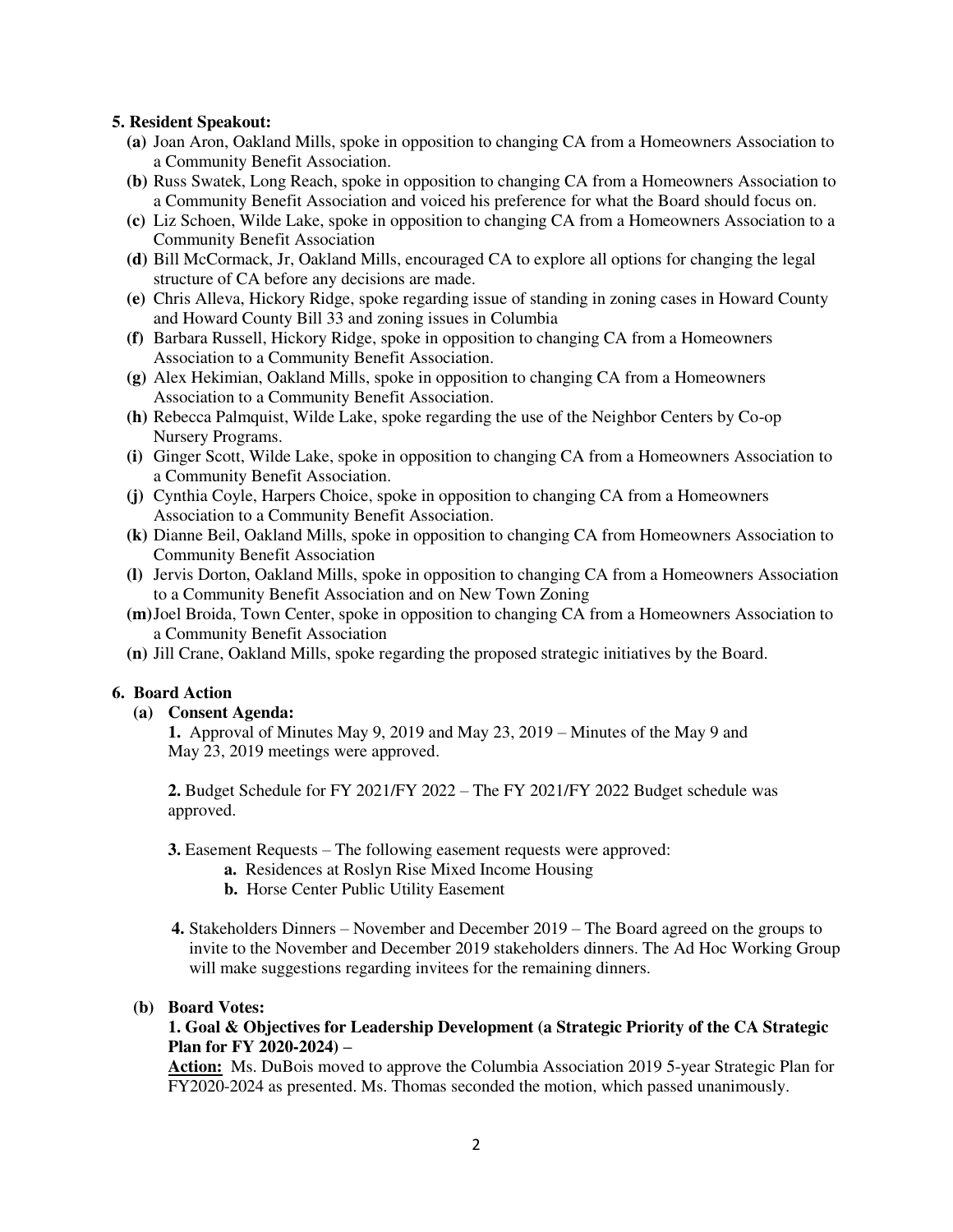**5. Resident Speakout:**

- **(a)** Joan Aron, Oakland Mills, spoke in opposition to changing CA from a Homeowners Association to a Community Benefit Association.
- **(b)** Russ Swatek, Long Reach, spoke in opposition to changing CA from a Homeowners Association to a Community Benefit Association and voiced his preference for what the Board should focus on.
- **(c)** Liz Schoen, Wilde Lake, spoke in opposition to changing CA from a Homeowners Association to a Community Benefit Association
- **(d)** Bill McCormack, Jr, Oakland Mills, encouraged CA to explore all options for changing the legal structure of CA before any decisions are made.
- **(e)** Chris Alleva, Hickory Ridge, spoke regarding issue of standing in zoning cases in Howard County and Howard County Bill 33 and zoning issues in Columbia
- **(f)** Barbara Russell, Hickory Ridge, spoke in opposition to changing CA from a Homeowners Association to a Community Benefit Association.
- **(g)** Alex Hekimian, Oakland Mills, spoke in opposition to changing CA from a Homeowners Association to a Community Benefit Association.
- **(h)** Rebecca Palmquist, Wilde Lake, spoke regarding the use of the Neighbor Centers by Co-op Nursery Programs.
- **(i)** Ginger Scott, Wilde Lake, spoke in opposition to changing CA from a Homeowners Association to a Community Benefit Association.
- **(j)** Cynthia Coyle, Harpers Choice, spoke in opposition to changing CA from a Homeowners Association to a Community Benefit Association.
- **(k)** Dianne Beil, Oakland Mills, spoke in opposition to changing CA from Homeowners Association to Community Benefit Association
- **(l)** Jervis Dorton, Oakland Mills, spoke in opposition to changing CA from a Homeowners Association to a Community Benefit Association and on New Town Zoning
- **(m)** Joel Broida, Town Center, spoke in opposition to changing CA from a Homeowners Association to a Community Benefit Association
- **(n)** Jill Crane, Oakland Mills, spoke regarding the proposed strategic initiatives by the Board.

**6. Board Action**

**(a) Consent Agenda:**

**1.** Approval of Minutes May 9, 2019 and May 23, 2019 – Minutes of the May 9 and May 23, 2019 meetings were approved.

**2.** Budget Schedule for FY 2021/FY 2022 – The FY 2021/FY 2022 Budget schedule was approved.

**3.** Easement Requests – The following easement requests were approved:

- **a.** Residences at Roslyn Rise Mixed Income Housing
- **b.** Horse Center Public Utility Easement

**4.** Stakeholders Dinners – November and December 2019 – The Board agreed on the groups to invite to the November and December 2019 stakeholders dinners. The Ad Hoc Working Group will make suggestions regarding invitees for the remaining dinners.

**(b) Board Votes:**

**1. Goal & Objectives for Leadership Development (a Strategic Priority of the CA Strategic Plan for FY 2020-2024) –**

**Action:** Ms. DuBois moved to approve the Columbia Association 2019 5-year Strategic Plan for FY2020-2024 as presented. Ms. Thomas seconded the motion, which passed unanimously.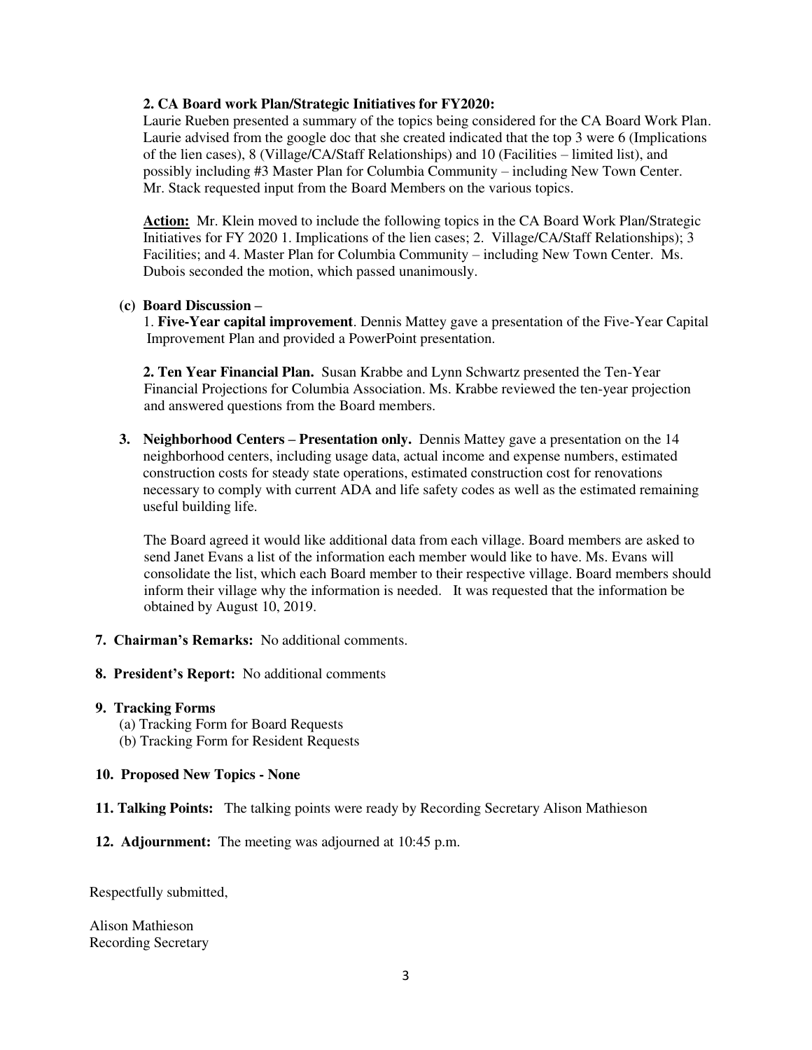**2. CA Board work Plan/Strategic Initiatives for FY2020:**

Laurie Rueben presented a summary of the topics being considered for the CA Board Work Plan. Laurie advised from the google doc that she created indicated that the top 3 were 6 (Implications of the lien cases), 8 (Village/CA/Staff Relationships) and 10 (Facilities – limited list), and possibly including #3 Master Plan for Columbia Community – including New Town Center. Mr. Stack requested input from the Board Members on the various topics.

**Action:** Mr. Klein moved to include the following topics in the CA Board Work Plan/Strategic Initiatives for FY 2020 1. Implications of the lien cases; 2. Village/CA/Staff Relationships); 3 Facilities; and 4. Master Plan for Columbia Community – including New Town Center. Ms. Dubois seconded the motion, which passed unanimously.

**(c) Board Discussion –**

1. **Five-Year capital improvement**. Dennis Mattey gave a presentation of the Five-Year Capital Improvement Plan and provided a PowerPoint presentation.

**2. Ten Year Financial Plan.** Susan Krabbe and Lynn Schwartz presented the Ten-Year Financial Projections for Columbia Association. Ms. Krabbe reviewed the ten-year projection and answered questions from the Board members.

**3. Neighborhood Centers – Presentation only.** Dennis Mattey gave a presentation on the 14 neighborhood centers, including usage data, actual income and expense numbers, estimated construction costs for steady state operations, estimated construction cost for renovations necessary to comply with current ADA and life safety codes as well as the estimated remaining useful building life.

The Board agreed it would like additional data from each village. Board members are asked to send Janet Evans a list of the information each member would like to have. Ms. Evans will consolidate the list, which each Board member to their respective village. Board members should inform their village why the information is needed. It was requested that the information be obtained by August 10, 2019.

**7. Chairman's Remarks:** No additional comments.

**8. President's Report:** No additional comments

**9. Tracking Forms**

(a) Tracking Form for Board Requests
(b) Tracking Form for Resident Requests

**10. Proposed New Topics - None**

**11. Talking Points:** The talking points were ready by Recording Secretary Alison Mathieson

**12. Adjournment:** The meeting was adjourned at 10:45 p.m.

Respectfully submitted,

Alison Mathieson
Recording Secretary